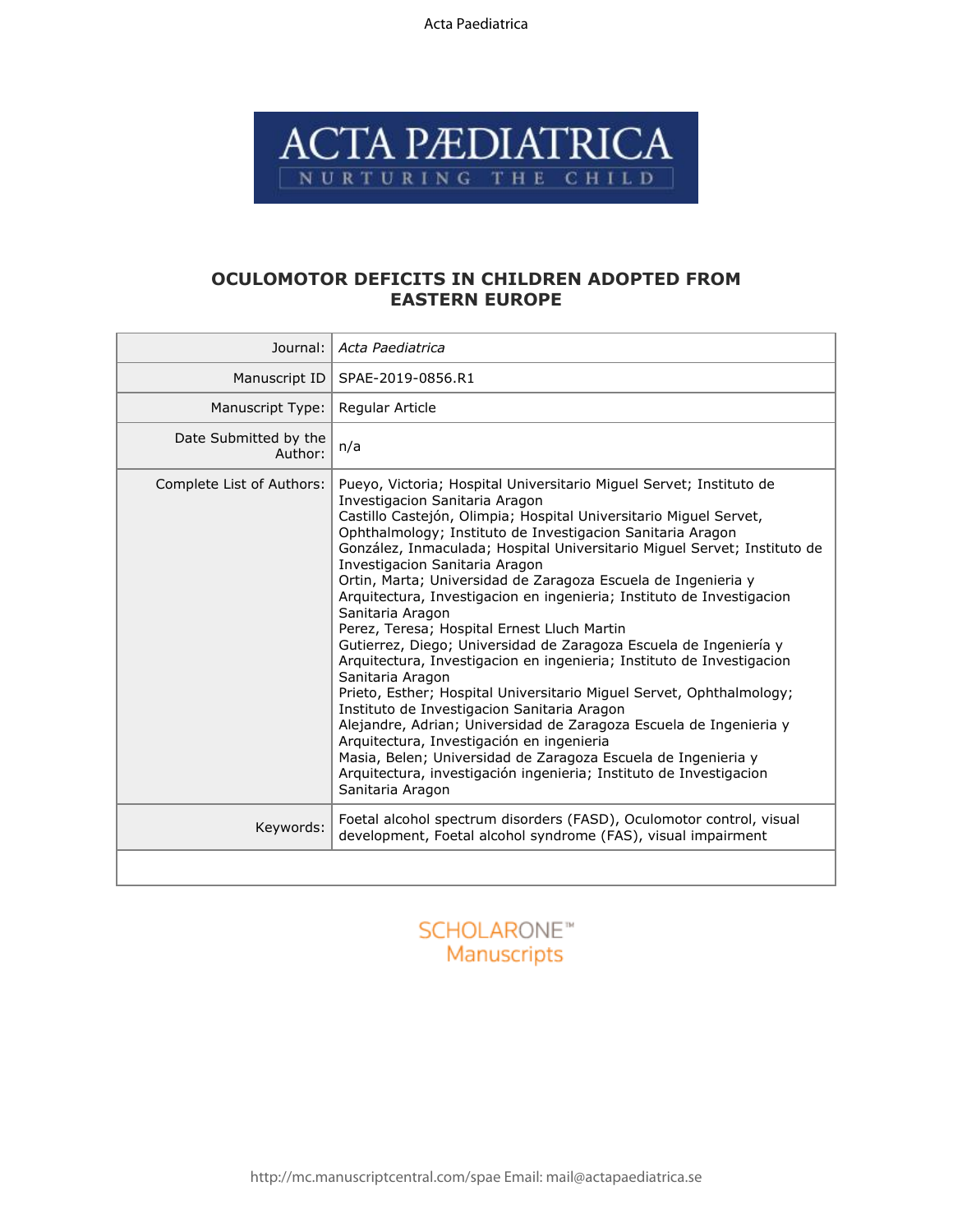# OCULOMOTOR DEFICITS IN CHILDREN ADOPTED FROM EASTERN EUROPE

| | |
|---|---|
| Journal: | *Acta Paediatrica* |
| Manuscript ID | SPAE-2019-0856.R1 |
| Manuscript Type: | Regular Article |
| Date Submitted by the Author: | n/a |
| Complete List of Authors: | Pueyo, Victoria; Hospital Universitario Miguel Servet; Instituto de Investigacion Sanitaria Aragon<br>Castillo Castejón, Olimpia; Hospital Universitario Miguel Servet, Ophthalmology; Instituto de Investigacion Sanitaria Aragon<br>González, Inmaculada; Hospital Universitario Miguel Servet; Instituto de Investigacion Sanitaria Aragon<br>Ortin, Marta; Universidad de Zaragoza Escuela de Ingenieria y Arquitectura, Investigacion en ingenieria; Instituto de Investigacion Sanitaria Aragon<br>Perez, Teresa; Hospital Ernest Lluch Martin<br>Gutierrez, Diego; Universidad de Zaragoza Escuela de Ingeniería y Arquitectura, Investigacion en ingenieria; Instituto de Investigacion Sanitaria Aragon<br>Prieto, Esther; Hospital Universitario Miguel Servet, Ophthalmology; Instituto de Investigacion Sanitaria Aragon<br>Alejandre, Adrian; Universidad de Zaragoza Escuela de Ingenieria y Arquitectura, Investigación en ingenieria<br>Masia, Belen; Universidad de Zaragoza Escuela de Ingenieria y Arquitectura, investigación ingenieria; Instituto de Investigacion Sanitaria Aragon |
| Keywords: | Foetal alcohol spectrum disorders (FASD), Oculomotor control, visual development, Foetal alcohol syndrome (FAS), visual impairment |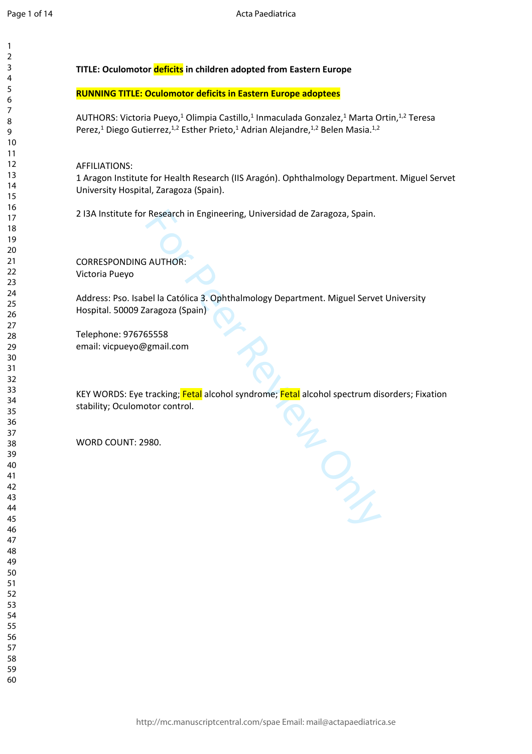**TITLE: Oculomotor deficits in children adopted from Eastern Europe**

**RUNNING TITLE: Oculomotor deficits in Eastern Europe adoptees**

AUTHORS: Victoria Pueyo,[1] Olimpia Castillo,[1] Inmaculada Gonzalez,[1] Marta Ortin,[1,2] Teresa Perez,[1] Diego Gutierrez,[1,2] Esther Prieto,[1] Adrian Alejandre,[1,2] Belen Masia.[1,2]

AFFILIATIONS:
1 Aragon Institute for Health Research (IIS Aragón). Ophthalmology Department. Miguel Servet University Hospital, Zaragoza (Spain).

2 I3A Institute for Research in Engineering, Universidad de Zaragoza, Spain.

CORRESPONDING AUTHOR:
Victoria Pueyo

Address: Pso. Isabel la Católica 3. Ophthalmology Department. Miguel Servet University Hospital. 50009 Zaragoza (Spain)

Telephone: 976765558
email: vicpueyo@gmail.com

KEY WORDS: Eye tracking; Fetal alcohol syndrome; Fetal alcohol spectrum disorders; Fixation stability; Oculomotor control.

WORD COUNT: 2980.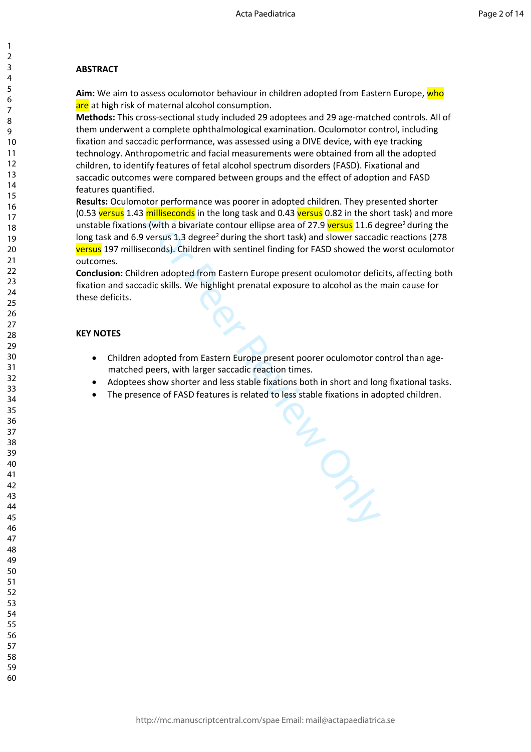**ABSTRACT**

**Aim:** We aim to assess oculomotor behaviour in children adopted from Eastern Europe, who are at high risk of maternal alcohol consumption.

**Methods:** This cross-sectional study included 29 adoptees and 29 age-matched controls. All of them underwent a complete ophthalmological examination. Oculomotor control, including fixation and saccadic performance, was assessed using a DIVE device, with eye tracking technology. Anthropometric and facial measurements were obtained from all the adopted children, to identify features of fetal alcohol spectrum disorders (FASD). Fixational and saccadic outcomes were compared between groups and the effect of adoption and FASD features quantified.

**Results:** Oculomotor performance was poorer in adopted children. They presented shorter (0.53 versus 1.43 milliseconds in the long task and 0.43 versus 0.82 in the short task) and more unstable fixations (with a bivariate contour ellipse area of 27.9 versus 11.6 degree$^2$ during the long task and 6.9 versus 1.3 degree$^2$ during the short task) and slower saccadic reactions (278 versus 197 milliseconds). Children with sentinel finding for FASD showed the worst oculomotor outcomes.

**Conclusion:** Children adopted from Eastern Europe present oculomotor deficits, affecting both fixation and saccadic skills. We highlight prenatal exposure to alcohol as the main cause for these deficits.

**KEY NOTES**

- Children adopted from Eastern Europe present poorer oculomotor control than age-matched peers, with larger saccadic reaction times.
- Adoptees show shorter and less stable fixations both in short and long fixational tasks.
- The presence of FASD features is related to less stable fixations in adopted children.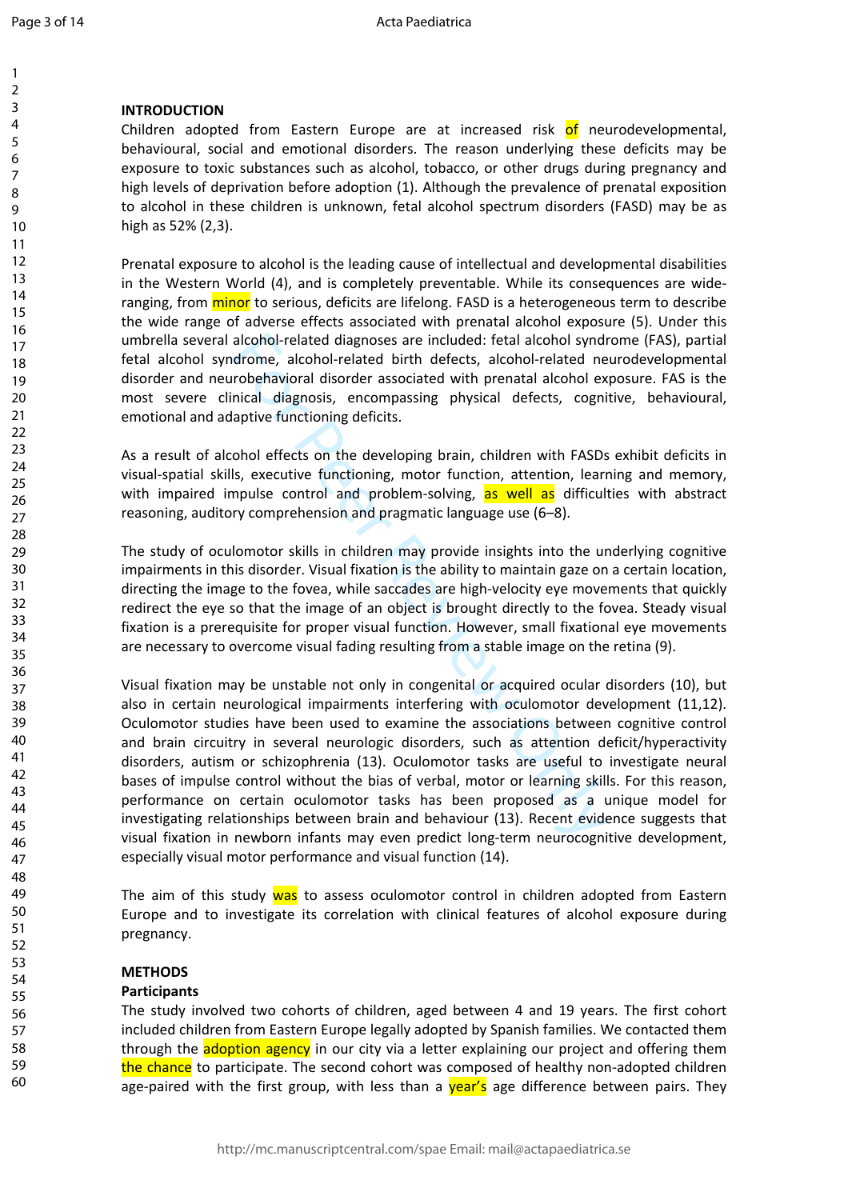## INTRODUCTION

Children adopted from Eastern Europe are at increased risk of neurodevelopmental, behavioural, social and emotional disorders. The reason underlying these deficits may be exposure to toxic substances such as alcohol, tobacco, or other drugs during pregnancy and high levels of deprivation before adoption (1). Although the prevalence of prenatal exposition to alcohol in these children is unknown, fetal alcohol spectrum disorders (FASD) may be as high as 52% (2,3).

Prenatal exposure to alcohol is the leading cause of intellectual and developmental disabilities in the Western World (4), and is completely preventable. While its consequences are wide-ranging, from minor to serious, deficits are lifelong. FASD is a heterogeneous term to describe the wide range of adverse effects associated with prenatal alcohol exposure (5). Under this umbrella several alcohol-related diagnoses are included: fetal alcohol syndrome (FAS), partial fetal alcohol syndrome, alcohol-related birth defects, alcohol-related neurodevelopmental disorder and neurobehavioral disorder associated with prenatal alcohol exposure. FAS is the most severe clinical diagnosis, encompassing physical defects, cognitive, behavioural, emotional and adaptive functioning deficits.

As a result of alcohol effects on the developing brain, children with FASDs exhibit deficits in visual-spatial skills, executive functioning, motor function, attention, learning and memory, with impaired impulse control and problem-solving, as well as difficulties with abstract reasoning, auditory comprehension and pragmatic language use (6–8).

The study of oculomotor skills in children may provide insights into the underlying cognitive impairments in this disorder. Visual fixation is the ability to maintain gaze on a certain location, directing the image to the fovea, while saccades are high-velocity eye movements that quickly redirect the eye so that the image of an object is brought directly to the fovea. Steady visual fixation is a prerequisite for proper visual function. However, small fixational eye movements are necessary to overcome visual fading resulting from a stable image on the retina (9).

Visual fixation may be unstable not only in congenital or acquired ocular disorders (10), but also in certain neurological impairments interfering with oculomotor development (11,12). Oculomotor studies have been used to examine the associations between cognitive control and brain circuitry in several neurologic disorders, such as attention deficit/hyperactivity disorders, autism or schizophrenia (13). Oculomotor tasks are useful to investigate neural bases of impulse control without the bias of verbal, motor or learning skills. For this reason, performance on certain oculomotor tasks has been proposed as a unique model for investigating relationships between brain and behaviour (13). Recent evidence suggests that visual fixation in newborn infants may even predict long-term neurocognitive development, especially visual motor performance and visual function (14).

The aim of this study was to assess oculomotor control in children adopted from Eastern Europe and to investigate its correlation with clinical features of alcohol exposure during pregnancy.

## METHODS

### Participants

The study involved two cohorts of children, aged between 4 and 19 years. The first cohort included children from Eastern Europe legally adopted by Spanish families. We contacted them through the adoption agency in our city via a letter explaining our project and offering them the chance to participate. The second cohort was composed of healthy non-adopted children age-paired with the first group, with less than a year's age difference between pairs. They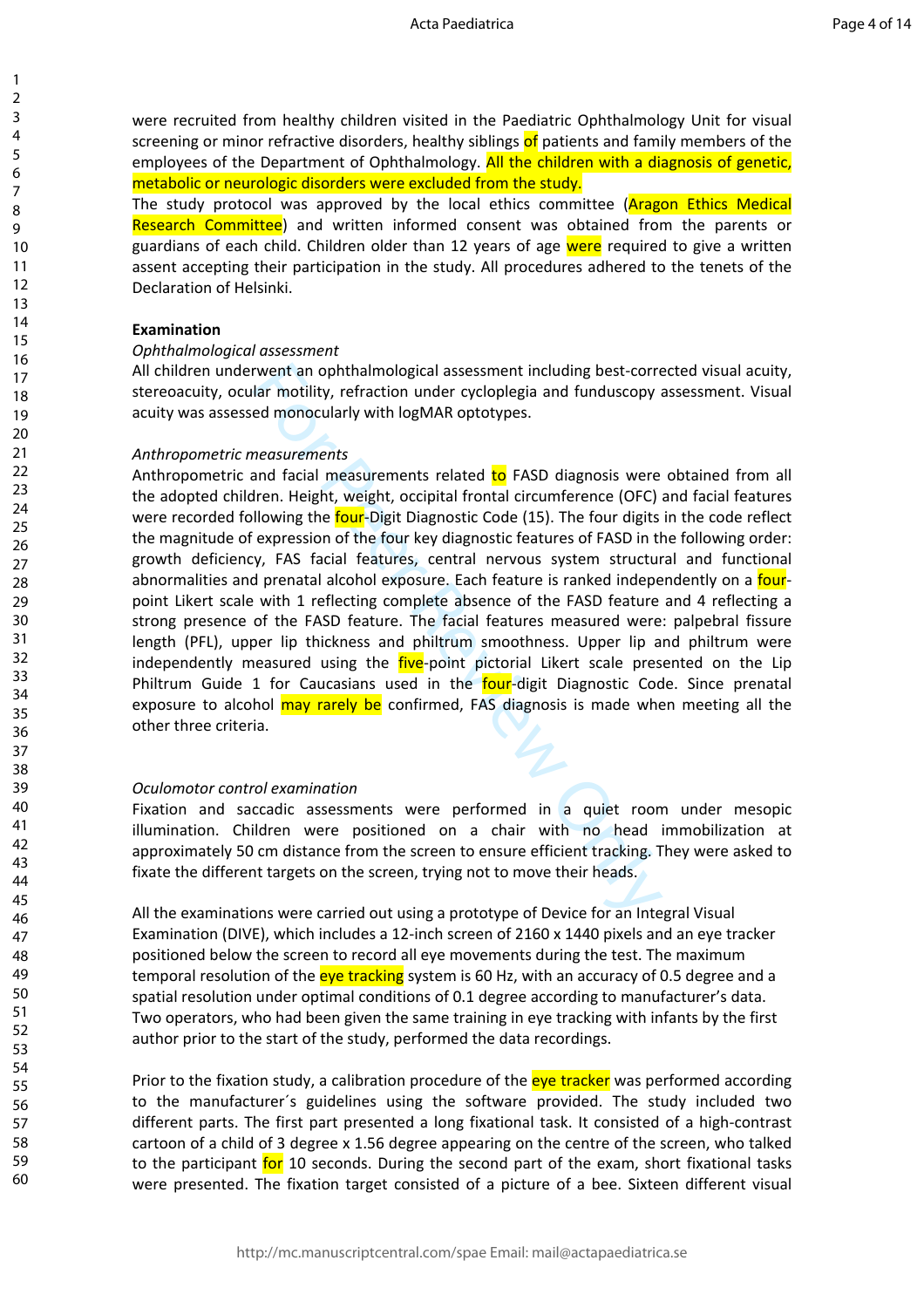were recruited from healthy children visited in the Paediatric Ophthalmology Unit for visual screening or minor refractive disorders, healthy siblings of patients and family members of the employees of the Department of Ophthalmology. All the children with a diagnosis of genetic, metabolic or neurologic disorders were excluded from the study.

The study protocol was approved by the local ethics committee (Aragon Ethics Medical Research Committee) and written informed consent was obtained from the parents or guardians of each child. Children older than 12 years of age were required to give a written assent accepting their participation in the study. All procedures adhered to the tenets of the Declaration of Helsinki.

**Examination**

*Ophthalmological assessment*

All children underwent an ophthalmological assessment including best-corrected visual acuity, stereoacuity, ocular motility, refraction under cycloplegia and funduscopy assessment. Visual acuity was assessed monocularly with logMAR optotypes.

*Anthropometric measurements*

Anthropometric and facial measurements related to FASD diagnosis were obtained from all the adopted children. Height, weight, occipital frontal circumference (OFC) and facial features were recorded following the four-Digit Diagnostic Code (15). The four digits in the code reflect the magnitude of expression of the four key diagnostic features of FASD in the following order: growth deficiency, FAS facial features, central nervous system structural and functional abnormalities and prenatal alcohol exposure. Each feature is ranked independently on a four-point Likert scale with 1 reflecting complete absence of the FASD feature and 4 reflecting a strong presence of the FASD feature. The facial features measured were: palpebral fissure length (PFL), upper lip thickness and philtrum smoothness. Upper lip and philtrum were independently measured using the five-point pictorial Likert scale presented on the Lip Philtrum Guide 1 for Caucasians used in the four-digit Diagnostic Code. Since prenatal exposure to alcohol may rarely be confirmed, FAS diagnosis is made when meeting all the other three criteria.

*Oculomotor control examination*

Fixation and saccadic assessments were performed in a quiet room under mesopic illumination. Children were positioned on a chair with no head immobilization at approximately 50 cm distance from the screen to ensure efficient tracking. They were asked to fixate the different targets on the screen, trying not to move their heads.

All the examinations were carried out using a prototype of Device for an Integral Visual Examination (DIVE), which includes a 12-inch screen of 2160 x 1440 pixels and an eye tracker positioned below the screen to record all eye movements during the test. The maximum temporal resolution of the eye tracking system is 60 Hz, with an accuracy of 0.5 degree and a spatial resolution under optimal conditions of 0.1 degree according to manufacturer's data. Two operators, who had been given the same training in eye tracking with infants by the first author prior to the start of the study, performed the data recordings.

Prior to the fixation study, a calibration procedure of the eye tracker was performed according to the manufacturer´s guidelines using the software provided. The study included two different parts. The first part presented a long fixational task. It consisted of a high-contrast cartoon of a child of 3 degree x 1.56 degree appearing on the centre of the screen, who talked to the participant for 10 seconds. During the second part of the exam, short fixational tasks were presented. The fixation target consisted of a picture of a bee. Sixteen different visual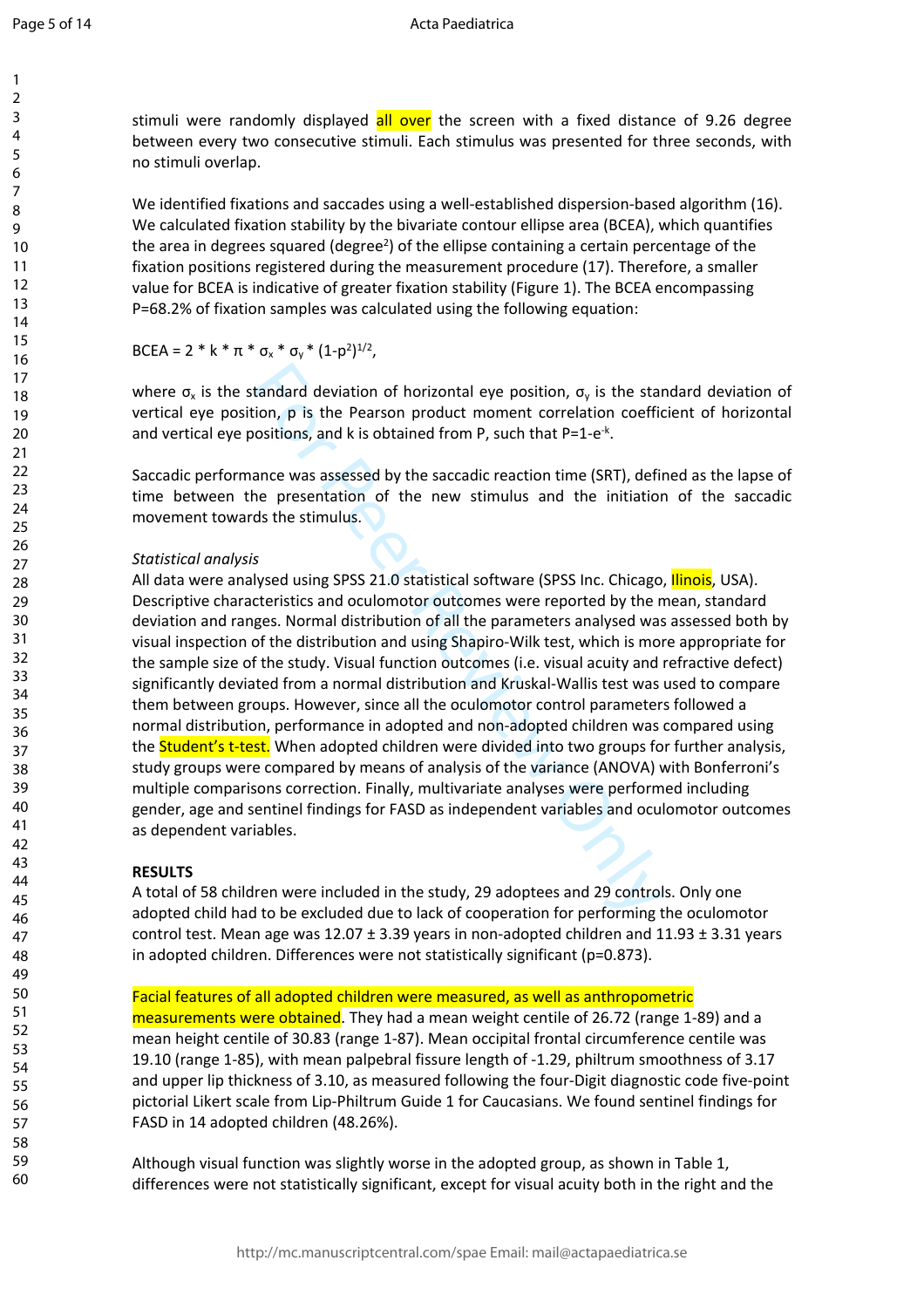stimuli were randomly displayed all over the screen with a fixed distance of 9.26 degree between every two consecutive stimuli. Each stimulus was presented for three seconds, with no stimuli overlap.

We identified fixations and saccades using a well-established dispersion-based algorithm (16). We calculated fixation stability by the bivariate contour ellipse area (BCEA), which quantifies the area in degrees squared (degree$^2$) of the ellipse containing a certain percentage of the fixation positions registered during the measurement procedure (17). Therefore, a smaller value for BCEA is indicative of greater fixation stability (Figure 1). The BCEA encompassing P=68.2% of fixation samples was calculated using the following equation:

$$BCEA = 2 * k * \pi * \sigma_x * \sigma_y * (1-p^2)^{1/2},$$

where $\sigma_x$ is the standard deviation of horizontal eye position, $\sigma_y$ is the standard deviation of vertical eye position, p is the Pearson product moment correlation coefficient of horizontal and vertical eye positions, and k is obtained from P, such that $P=1-e^{-k}$.

Saccadic performance was assessed by the saccadic reaction time (SRT), defined as the lapse of time between the presentation of the new stimulus and the initiation of the saccadic movement towards the stimulus.

*Statistical analysis*

All data were analysed using SPSS 21.0 statistical software (SPSS Inc. Chicago, Illinois, USA). Descriptive characteristics and oculomotor outcomes were reported by the mean, standard deviation and ranges. Normal distribution of all the parameters analysed was assessed both by visual inspection of the distribution and using Shapiro-Wilk test, which is more appropriate for the sample size of the study. Visual function outcomes (i.e. visual acuity and refractive defect) significantly deviated from a normal distribution and Kruskal-Wallis test was used to compare them between groups. However, since all the oculomotor control parameters followed a normal distribution, performance in adopted and non-adopted children was compared using the Student's t-test. When adopted children were divided into two groups for further analysis, study groups were compared by means of analysis of the variance (ANOVA) with Bonferroni's multiple comparisons correction. Finally, multivariate analyses were performed including gender, age and sentinel findings for FASD as independent variables and oculomotor outcomes as dependent variables.

**RESULTS**

A total of 58 children were included in the study, 29 adoptees and 29 controls. Only one adopted child had to be excluded due to lack of cooperation for performing the oculomotor control test. Mean age was 12.07 ± 3.39 years in non-adopted children and 11.93 ± 3.31 years in adopted children. Differences were not statistically significant (p=0.873).

Facial features of all adopted children were measured, as well as anthropometric measurements were obtained. They had a mean weight centile of 26.72 (range 1-89) and a mean height centile of 30.83 (range 1-87). Mean occipital frontal circumference centile was 19.10 (range 1-85), with mean palpebral fissure length of -1.29, philtrum smoothness of 3.17 and upper lip thickness of 3.10, as measured following the four-Digit diagnostic code five-point pictorial Likert scale from Lip-Philtrum Guide 1 for Caucasians. We found sentinel findings for FASD in 14 adopted children (48.26%).

Although visual function was slightly worse in the adopted group, as shown in Table 1, differences were not statistically significant, except for visual acuity both in the right and the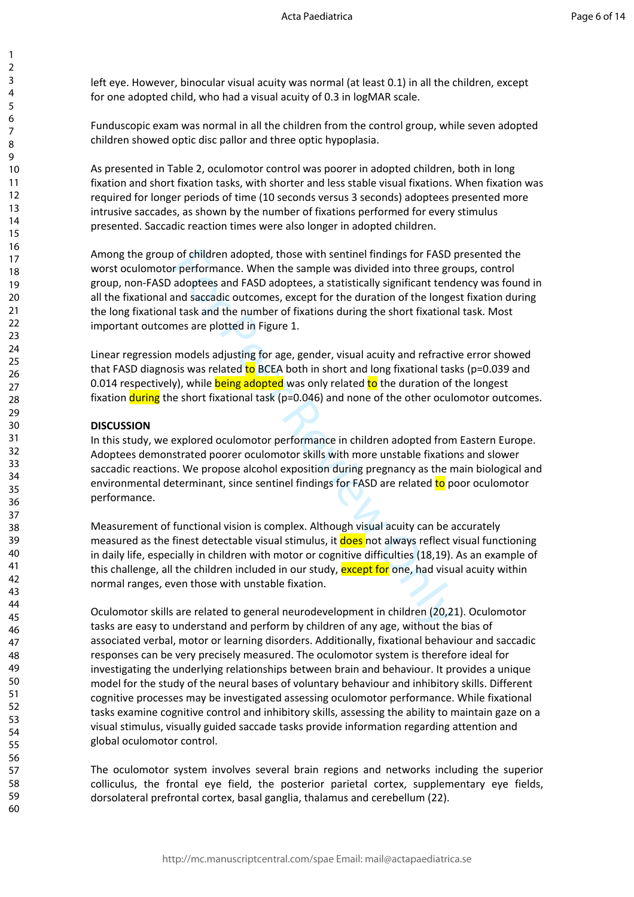left eye. However, binocular visual acuity was normal (at least 0.1) in all the children, except for one adopted child, who had a visual acuity of 0.3 in logMAR scale.

Funduscopic exam was normal in all the children from the control group, while seven adopted children showed optic disc pallor and three optic hypoplasia.

As presented in Table 2, oculomotor control was poorer in adopted children, both in long fixation and short fixation tasks, with shorter and less stable visual fixations. When fixation was required for longer periods of time (10 seconds versus 3 seconds) adoptees presented more intrusive saccades, as shown by the number of fixations performed for every stimulus presented. Saccadic reaction times were also longer in adopted children.

Among the group of children adopted, those with sentinel findings for FASD presented the worst oculomotor performance. When the sample was divided into three groups, control group, non-FASD adoptees and FASD adoptees, a statistically significant tendency was found in all the fixational and saccadic outcomes, except for the duration of the longest fixation during the long fixational task and the number of fixations during the short fixational task. Most important outcomes are plotted in Figure 1.

Linear regression models adjusting for age, gender, visual acuity and refractive error showed that FASD diagnosis was related to BCEA both in short and long fixational tasks (p=0.039 and 0.014 respectively), while being adopted was only related to the duration of the longest fixation during the short fixational task (p=0.046) and none of the other oculomotor outcomes.

**DISCUSSION**

In this study, we explored oculomotor performance in children adopted from Eastern Europe. Adoptees demonstrated poorer oculomotor skills with more unstable fixations and slower saccadic reactions. We propose alcohol exposition during pregnancy as the main biological and environmental determinant, since sentinel findings for FASD are related to poor oculomotor performance.

Measurement of functional vision is complex. Although visual acuity can be accurately measured as the finest detectable visual stimulus, it does not always reflect visual functioning in daily life, especially in children with motor or cognitive difficulties (18,19). As an example of this challenge, all the children included in our study, except for one, had visual acuity within normal ranges, even those with unstable fixation.

Oculomotor skills are related to general neurodevelopment in children (20,21). Oculomotor tasks are easy to understand and perform by children of any age, without the bias of associated verbal, motor or learning disorders. Additionally, fixational behaviour and saccadic responses can be very precisely measured. The oculomotor system is therefore ideal for investigating the underlying relationships between brain and behaviour. It provides a unique model for the study of the neural bases of voluntary behaviour and inhibitory skills. Different cognitive processes may be investigated assessing oculomotor performance. While fixational tasks examine cognitive control and inhibitory skills, assessing the ability to maintain gaze on a visual stimulus, visually guided saccade tasks provide information regarding attention and global oculomotor control.

The oculomotor system involves several brain regions and networks including the superior colliculus, the frontal eye field, the posterior parietal cortex, supplementary eye fields, dorsolateral prefrontal cortex, basal ganglia, thalamus and cerebellum (22).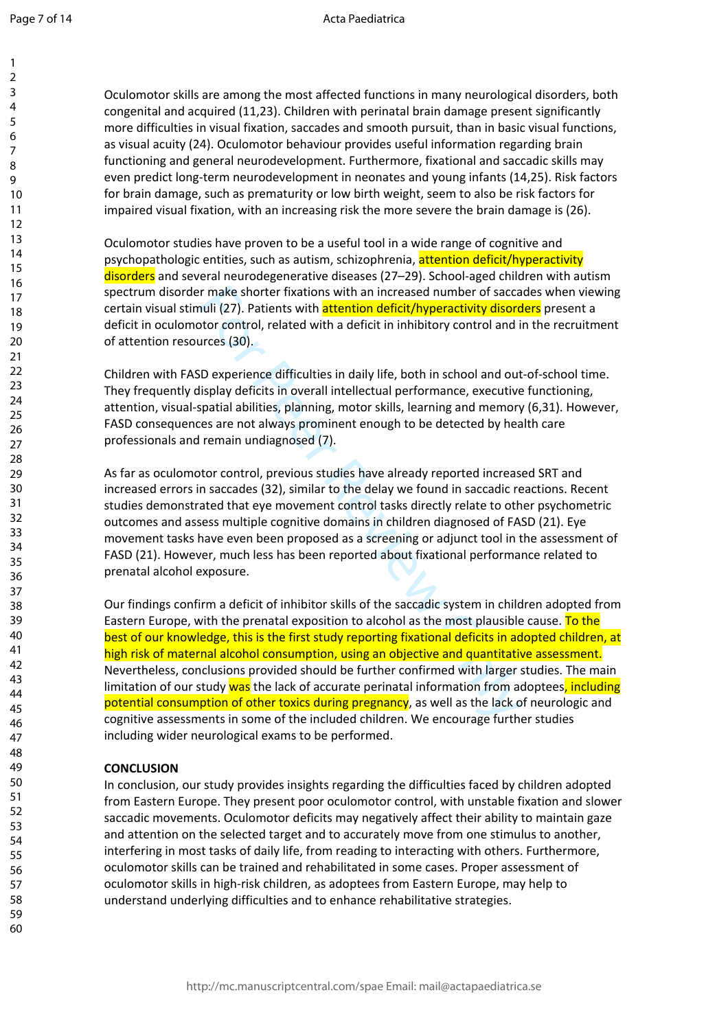Oculomotor skills are among the most affected functions in many neurological disorders, both congenital and acquired (11,23). Children with perinatal brain damage present significantly more difficulties in visual fixation, saccades and smooth pursuit, than in basic visual functions, as visual acuity (24). Oculomotor behaviour provides useful information regarding brain functioning and general neurodevelopment. Furthermore, fixational and saccadic skills may even predict long-term neurodevelopment in neonates and young infants (14,25). Risk factors for brain damage, such as prematurity or low birth weight, seem to also be risk factors for impaired visual fixation, with an increasing risk the more severe the brain damage is (26).

Oculomotor studies have proven to be a useful tool in a wide range of cognitive and psychopathologic entities, such as autism, schizophrenia, attention deficit/hyperactivity disorders and several neurodegenerative diseases (27–29). School-aged children with autism spectrum disorder make shorter fixations with an increased number of saccades when viewing certain visual stimuli (27). Patients with attention deficit/hyperactivity disorders present a deficit in oculomotor control, related with a deficit in inhibitory control and in the recruitment of attention resources (30).

Children with FASD experience difficulties in daily life, both in school and out-of-school time. They frequently display deficits in overall intellectual performance, executive functioning, attention, visual-spatial abilities, planning, motor skills, learning and memory (6,31). However, FASD consequences are not always prominent enough to be detected by health care professionals and remain undiagnosed (7).

As far as oculomotor control, previous studies have already reported increased SRT and increased errors in saccades (32), similar to the delay we found in saccadic reactions. Recent studies demonstrated that eye movement control tasks directly relate to other psychometric outcomes and assess multiple cognitive domains in children diagnosed of FASD (21). Eye movement tasks have even been proposed as a screening or adjunct tool in the assessment of FASD (21). However, much less has been reported about fixational performance related to prenatal alcohol exposure.

Our findings confirm a deficit of inhibitor skills of the saccadic system in children adopted from Eastern Europe, with the prenatal exposition to alcohol as the most plausible cause. To the best of our knowledge, this is the first study reporting fixational deficits in adopted children, at high risk of maternal alcohol consumption, using an objective and quantitative assessment. Nevertheless, conclusions provided should be further confirmed with larger studies. The main limitation of our study was the lack of accurate perinatal information from adoptees, including potential consumption of other toxics during pregnancy, as well as the lack of neurologic and cognitive assessments in some of the included children. We encourage further studies including wider neurological exams to be performed.

**CONCLUSION**

In conclusion, our study provides insights regarding the difficulties faced by children adopted from Eastern Europe. They present poor oculomotor control, with unstable fixation and slower saccadic movements. Oculomotor deficits may negatively affect their ability to maintain gaze and attention on the selected target and to accurately move from one stimulus to another, interfering in most tasks of daily life, from reading to interacting with others. Furthermore, oculomotor skills can be trained and rehabilitated in some cases. Proper assessment of oculomotor skills in high-risk children, as adoptees from Eastern Europe, may help to understand underlying difficulties and to enhance rehabilitative strategies.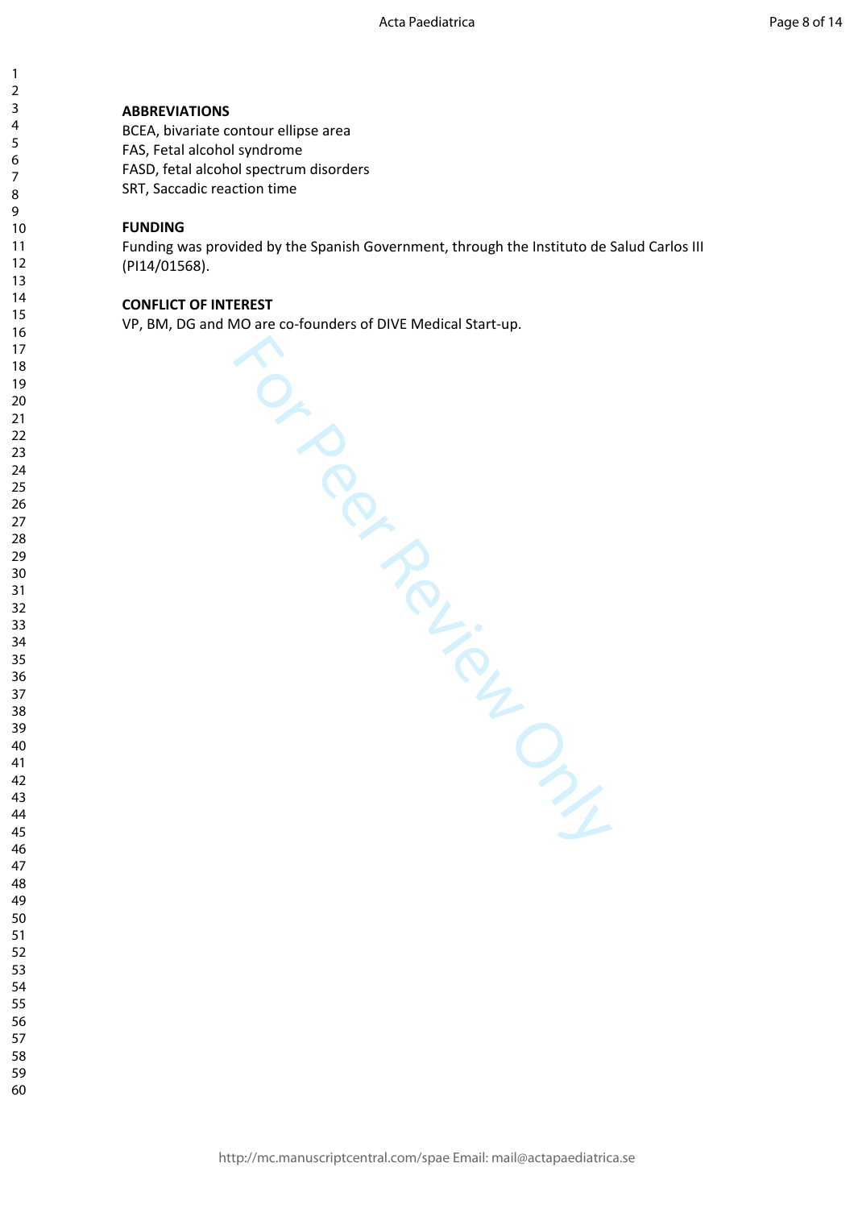### ABBREVIATIONS

BCEA, bivariate contour ellipse area
FAS, Fetal alcohol syndrome
FASD, fetal alcohol spectrum disorders
SRT, Saccadic reaction time

### FUNDING

Funding was provided by the Spanish Government, through the Instituto de Salud Carlos III (PI14/01568).

### CONFLICT OF INTEREST

VP, BM, DG and MO are co-founders of DIVE Medical Start-up.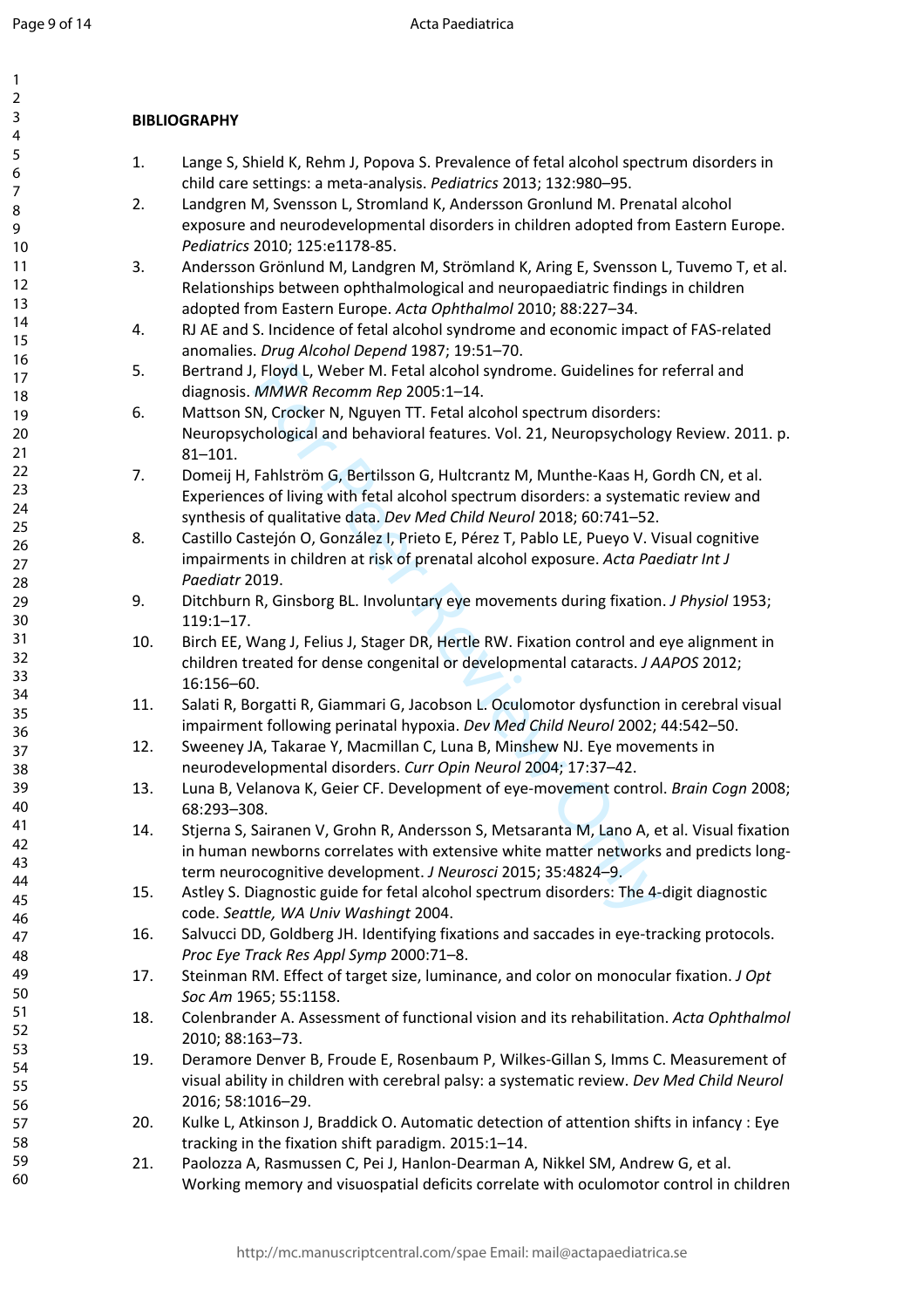**BIBLIOGRAPHY**

1. Lange S, Shield K, Rehm J, Popova S. Prevalence of fetal alcohol spectrum disorders in child care settings: a meta-analysis. *Pediatrics* 2013; 132:980–95.
2. Landgren M, Svensson L, Stromland K, Andersson Gronlund M. Prenatal alcohol exposure and neurodevelopmental disorders in children adopted from Eastern Europe. *Pediatrics* 2010; 125:e1178-85.
3. Andersson Grönlund M, Landgren M, Strömland K, Aring E, Svensson L, Tuvemo T, et al. Relationships between ophthalmological and neuropaediatric findings in children adopted from Eastern Europe. *Acta Ophthalmol* 2010; 88:227–34.
4. RJ AE and S. Incidence of fetal alcohol syndrome and economic impact of FAS-related anomalies. *Drug Alcohol Depend* 1987; 19:51–70.
5. Bertrand J, Floyd L, Weber M. Fetal alcohol syndrome. Guidelines for referral and diagnosis. *MMWR Recomm Rep* 2005:1–14.
6. Mattson SN, Crocker N, Nguyen TT. Fetal alcohol spectrum disorders: Neuropsychological and behavioral features. Vol. 21, Neuropsychology Review. 2011. p. 81–101.
7. Domeij H, Fahlström G, Bertilsson G, Hultcrantz M, Munthe-Kaas H, Gordh CN, et al. Experiences of living with fetal alcohol spectrum disorders: a systematic review and synthesis of qualitative data. *Dev Med Child Neurol* 2018; 60:741–52.
8. Castillo Castejón O, González I, Prieto E, Pérez T, Pablo LE, Pueyo V. Visual cognitive impairments in children at risk of prenatal alcohol exposure. *Acta Paediatr Int J Paediatr* 2019.
9. Ditchburn R, Ginsborg BL. Involuntary eye movements during fixation. *J Physiol* 1953; 119:1–17.
10. Birch EE, Wang J, Felius J, Stager DR, Hertle RW. Fixation control and eye alignment in children treated for dense congenital or developmental cataracts. *J AAPOS* 2012; 16:156–60.
11. Salati R, Borgatti R, Giammari G, Jacobson L. Oculomotor dysfunction in cerebral visual impairment following perinatal hypoxia. *Dev Med Child Neurol* 2002; 44:542–50.
12. Sweeney JA, Takarae Y, Macmillan C, Luna B, Minshew NJ. Eye movements in neurodevelopmental disorders. *Curr Opin Neurol* 2004; 17:37–42.
13. Luna B, Velanova K, Geier CF. Development of eye-movement control. *Brain Cogn* 2008; 68:293–308.
14. Stjerna S, Sairanen V, Grohn R, Andersson S, Metsaranta M, Lano A, et al. Visual fixation in human newborns correlates with extensive white matter networks and predicts long-term neurocognitive development. *J Neurosci* 2015; 35:4824–9.
15. Astley S. Diagnostic guide for fetal alcohol spectrum disorders: The 4-digit diagnostic code. *Seattle, WA Univ Washingt* 2004.
16. Salvucci DD, Goldberg JH. Identifying fixations and saccades in eye-tracking protocols. *Proc Eye Track Res Appl Symp* 2000:71–8.
17. Steinman RM. Effect of target size, luminance, and color on monocular fixation. *J Opt Soc Am* 1965; 55:1158.
18. Colenbrander A. Assessment of functional vision and its rehabilitation. *Acta Ophthalmol* 2010; 88:163–73.
19. Deramore Denver B, Froude E, Rosenbaum P, Wilkes-Gillan S, Imms C. Measurement of visual ability in children with cerebral palsy: a systematic review. *Dev Med Child Neurol* 2016; 58:1016–29.
20. Kulke L, Atkinson J, Braddick O. Automatic detection of attention shifts in infancy : Eye tracking in the fixation shift paradigm. 2015:1–14.
21. Paolozza A, Rasmussen C, Pei J, Hanlon-Dearman A, Nikkel SM, Andrew G, et al. Working memory and visuospatial deficits correlate with oculomotor control in children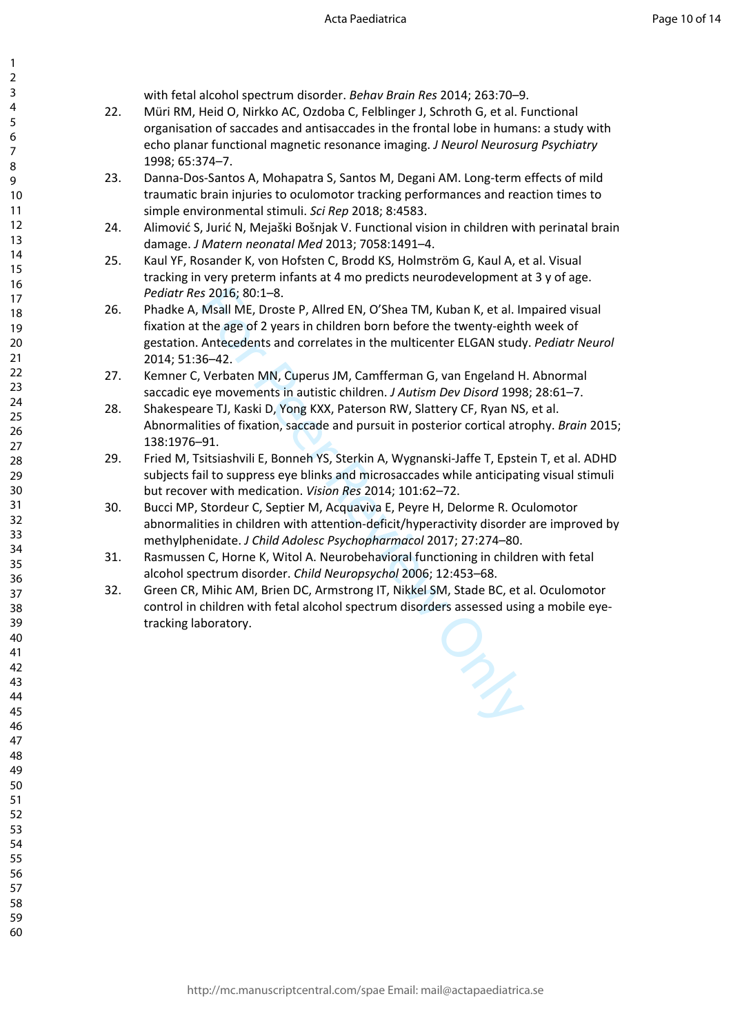with fetal alcohol spectrum disorder. *Behav Brain Res* 2014; 263:70–9.

22. Müri RM, Heid O, Nirkko AC, Ozdoba C, Felblinger J, Schroth G, et al. Functional organisation of saccades and antisaccades in the frontal lobe in humans: a study with echo planar functional magnetic resonance imaging. *J Neurol Neurosurg Psychiatry* 1998; 65:374–7.
23. Danna-Dos-Santos A, Mohapatra S, Santos M, Degani AM. Long-term effects of mild traumatic brain injuries to oculomotor tracking performances and reaction times to simple environmental stimuli. *Sci Rep* 2018; 8:4583.
24. Alimović S, Jurić N, Mejaški Bošnjak V. Functional vision in children with perinatal brain damage. *J Matern neonatal Med* 2013; 7058:1491–4.
25. Kaul YF, Rosander K, von Hofsten C, Brodd KS, Holmström G, Kaul A, et al. Visual tracking in very preterm infants at 4 mo predicts neurodevelopment at 3 y of age. *Pediatr Res* 2016; 80:1–8.
26. Phadke A, Msall ME, Droste P, Allred EN, O'Shea TM, Kuban K, et al. Impaired visual fixation at the age of 2 years in children born before the twenty-eighth week of gestation. Antecedents and correlates in the multicenter ELGAN study. *Pediatr Neurol* 2014; 51:36–42.
27. Kemner C, Verbaten MN, Cuperus JM, Camfferman G, van Engeland H. Abnormal saccadic eye movements in autistic children. *J Autism Dev Disord* 1998; 28:61–7.
28. Shakespeare TJ, Kaski D, Yong KXX, Paterson RW, Slattery CF, Ryan NS, et al. Abnormalities of fixation, saccade and pursuit in posterior cortical atrophy. *Brain* 2015; 138:1976–91.
29. Fried M, Tsitsiashvili E, Bonneh YS, Sterkin A, Wygnanski-Jaffe T, Epstein T, et al. ADHD subjects fail to suppress eye blinks and microsaccades while anticipating visual stimuli but recover with medication. *Vision Res* 2014; 101:62–72.
30. Bucci MP, Stordeur C, Septier M, Acquaviva E, Peyre H, Delorme R. Oculomotor abnormalities in children with attention-deficit/hyperactivity disorder are improved by methylphenidate. *J Child Adolesc Psychopharmacol* 2017; 27:274–80.
31. Rasmussen C, Horne K, Witol A. Neurobehavioral functioning in children with fetal alcohol spectrum disorder. *Child Neuropsychol* 2006; 12:453–68.
32. Green CR, Mihic AM, Brien DC, Armstrong IT, Nikkel SM, Stade BC, et al. Oculomotor control in children with fetal alcohol spectrum disorders assessed using a mobile eye-tracking laboratory.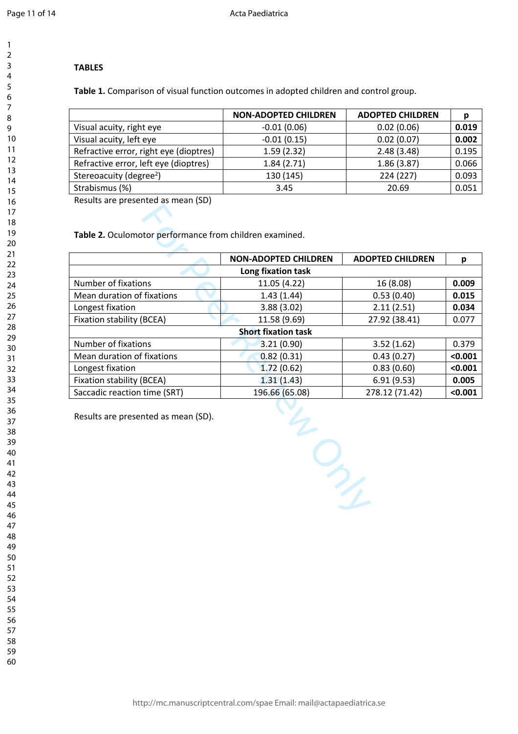**TABLES**

**Table 1.** Comparison of visual function outcomes in adopted children and control group.

| | NON-ADOPTED CHILDREN | ADOPTED CHILDREN | p |
|---|---|---|---|
| Visual acuity, right eye | -0.01 (0.06) | 0.02 (0.06) | **0.019** |
| Visual acuity, left eye | -0.01 (0.15) | 0.02 (0.07) | **0.002** |
| Refractive error, right eye (dioptres) | 1.59 (2.32) | 2.48 (3.48) | 0.195 |
| Refractive error, left eye (dioptres) | 1.84 (2.71) | 1.86 (3.87) | 0.066 |
| Stereoacuity (degree$^2$) | 130 (145) | 224 (227) | 0.093 |
| Strabismus (%) | 3.45 | 20.69 | 0.051 |

Results are presented as mean (SD)

**Table 2.** Oculomotor performance from children examined.

| | NON-ADOPTED CHILDREN | ADOPTED CHILDREN | p |
|---|---|---|---|
| **Long fixation task** | | | |
| Number of fixations | 11.05 (4.22) | 16 (8.08) | **0.009** |
| Mean duration of fixations | 1.43 (1.44) | 0.53 (0.40) | **0.015** |
| Longest fixation | 3.88 (3.02) | 2.11 (2.51) | **0.034** |
| Fixation stability (BCEA) | 11.58 (9.69) | 27.92 (38.41) | 0.077 |
| **Short fixation task** | | | |
| Number of fixations | 3.21 (0.90) | 3.52 (1.62) | 0.379 |
| Mean duration of fixations | 0.82 (0.31) | 0.43 (0.27) | **<0.001** |
| Longest fixation | 1.72 (0.62) | 0.83 (0.60) | **<0.001** |
| Fixation stability (BCEA) | 1.31 (1.43) | 6.91 (9.53) | **0.005** |
| Saccadic reaction time (SRT) | 196.66 (65.08) | 278.12 (71.42) | **<0.001** |

Results are presented as mean (SD).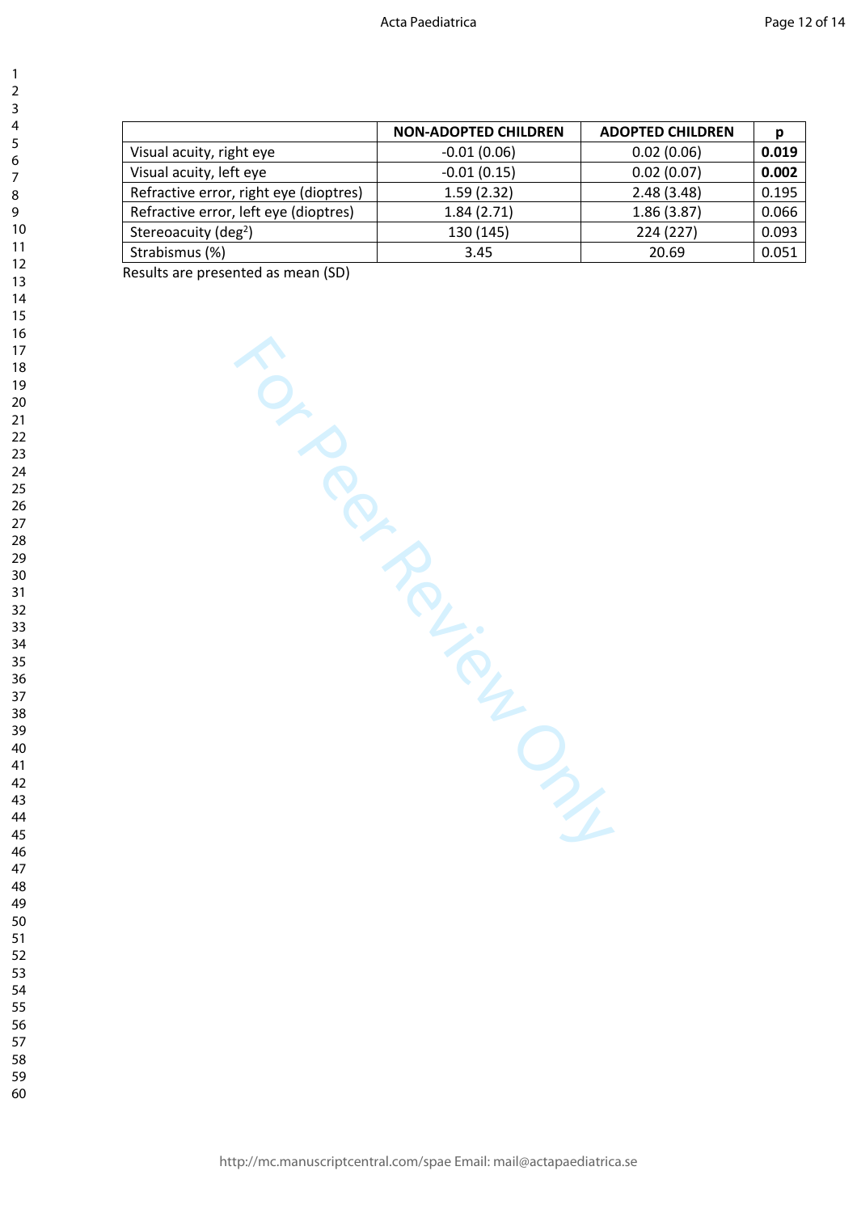| | NON-ADOPTED CHILDREN | ADOPTED CHILDREN | p |
|---|---|---|---|
| Visual acuity, right eye | -0.01 (0.06) | 0.02 (0.06) | **0.019** |
| Visual acuity, left eye | -0.01 (0.15) | 0.02 (0.07) | **0.002** |
| Refractive error, right eye (dioptres) | 1.59 (2.32) | 2.48 (3.48) | 0.195 |
| Refractive error, left eye (dioptres) | 1.84 (2.71) | 1.86 (3.87) | 0.066 |
| Stereoacuity ($deg^2$) | 130 (145) | 224 (227) | 0.093 |
| Strabismus (%) | 3.45 | 20.69 | 0.051 |

Results are presented as mean (SD)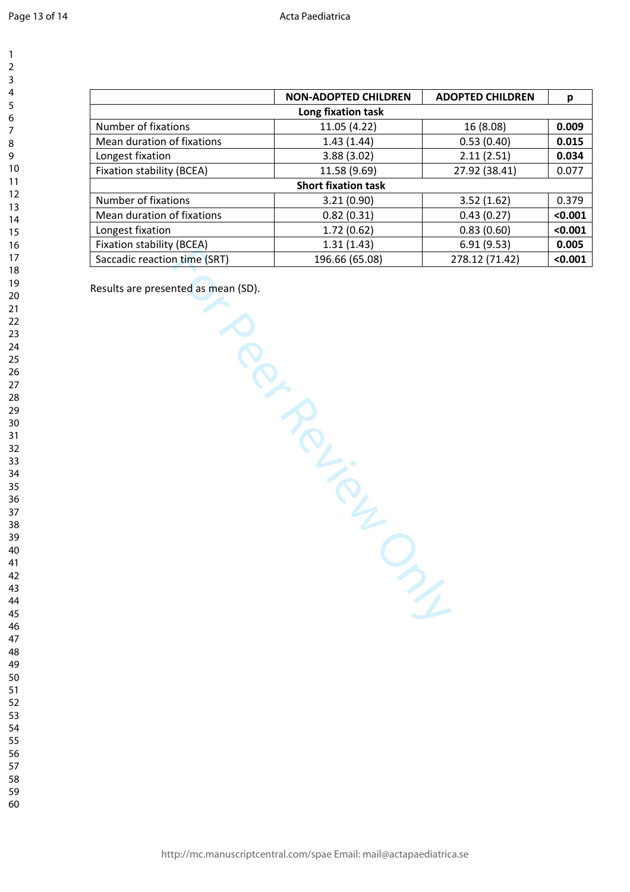| | NON-ADOPTED CHILDREN | ADOPTED CHILDREN | p |
|---|---|---|---|
| **Long fixation task** | | | |
| Number of fixations | 11.05 (4.22) | 16 (8.08) | **0.009** |
| Mean duration of fixations | 1.43 (1.44) | 0.53 (0.40) | **0.015** |
| Longest fixation | 3.88 (3.02) | 2.11 (2.51) | **0.034** |
| Fixation stability (BCEA) | 11.58 (9.69) | 27.92 (38.41) | 0.077 |
| **Short fixation task** | | | |
| Number of fixations | 3.21 (0.90) | 3.52 (1.62) | 0.379 |
| Mean duration of fixations | 0.82 (0.31) | 0.43 (0.27) | **<0.001** |
| Longest fixation | 1.72 (0.62) | 0.83 (0.60) | **<0.001** |
| Fixation stability (BCEA) | 1.31 (1.43) | 6.91 (9.53) | **0.005** |
| Saccadic reaction time (SRT) | 196.66 (65.08) | 278.12 (71.42) | **<0.001** |

Results are presented as mean (SD).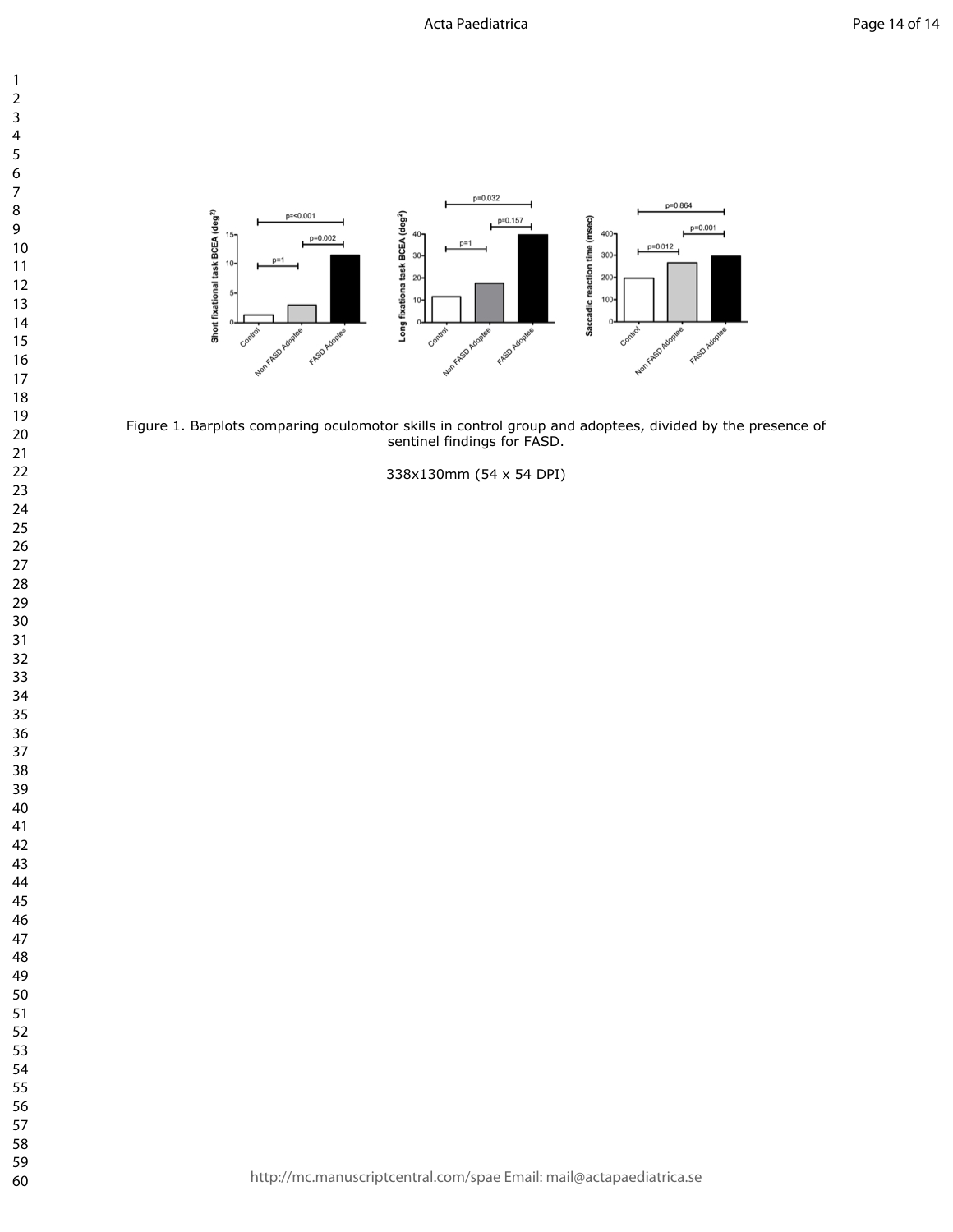p=<0.001

p=0.002

p=1

Short fixational task BCEA (deg²)

15

10

5

0

Control

Non FASD Adoptee

FASD Adoptee

p=0.032

p=0.157

p=1

Long fixationa task BCEA (deg²)

40

30

20

10

0

Control

Non FASD Adoptee

FASD Adoptee

p=0.864

p=0.001

p=0.012

Saccadic reaction time (msec)

400

300

200

100

0

Control

Non FASD Adoptee

FASD Adoptee

Figure 1. Barplots comparing oculomotor skills in control group and adoptees, divided by the presence of sentinel findings for FASD.

338x130mm (54 x 54 DPI)